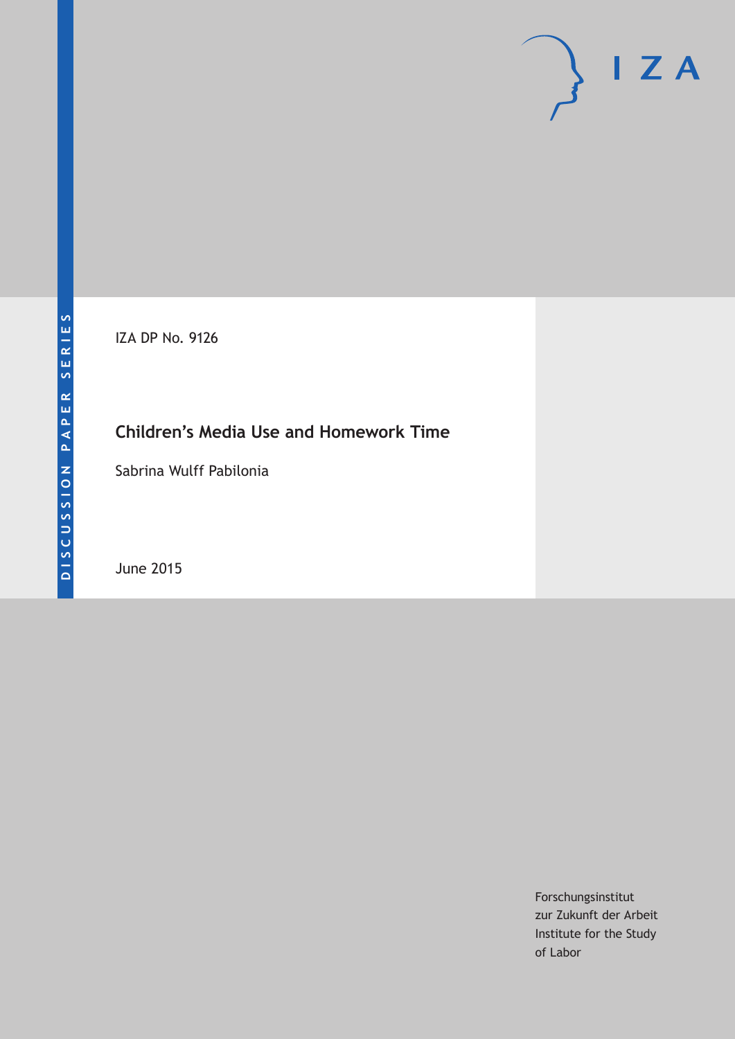DISCUSSION PAPER SERIES

IZA DP No. 9126

# Children's Media Use and Homework Time

Sabrina Wulff Pabilonia

June 2015

Forschungsinstitut
zur Zukunft der Arbeit
Institute for the Study
of Labor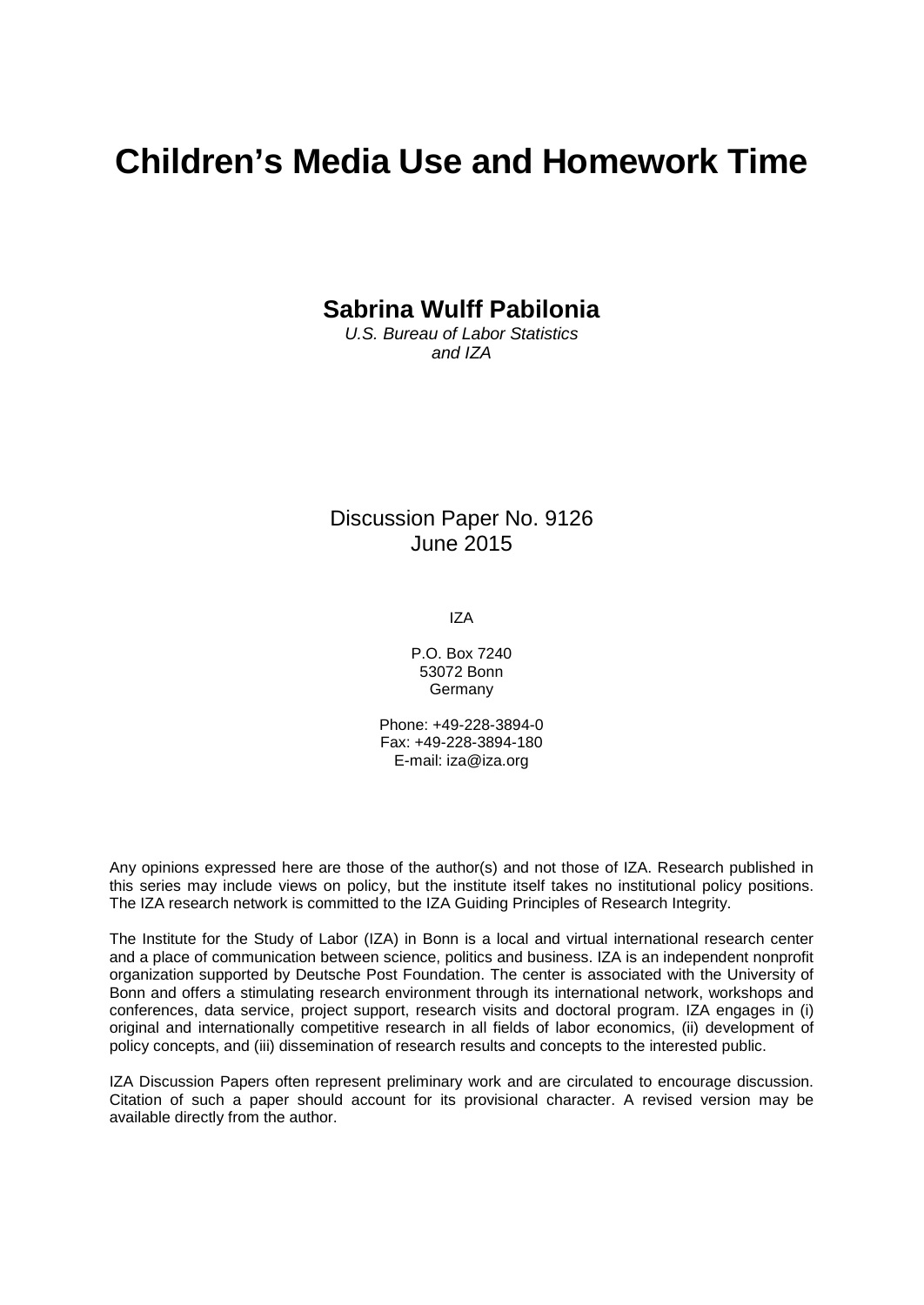# Children's Media Use and Homework Time

**Sabrina Wulff Pabilonia**

*U.S. Bureau of Labor Statistics and IZA*

Discussion Paper No. 9126
June 2015

IZA

P.O. Box 7240
53072 Bonn
Germany

Phone: +49-228-3894-0
Fax: +49-228-3894-180
E-mail: iza@iza.org

Any opinions expressed here are those of the author(s) and not those of IZA. Research published in this series may include views on policy, but the institute itself takes no institutional policy positions. The IZA research network is committed to the IZA Guiding Principles of Research Integrity.

The Institute for the Study of Labor (IZA) in Bonn is a local and virtual international research center and a place of communication between science, politics and business. IZA is an independent nonprofit organization supported by Deutsche Post Foundation. The center is associated with the University of Bonn and offers a stimulating research environment through its international network, workshops and conferences, data service, project support, research visits and doctoral program. IZA engages in (i) original and internationally competitive research in all fields of labor economics, (ii) development of policy concepts, and (iii) dissemination of research results and concepts to the interested public.

IZA Discussion Papers often represent preliminary work and are circulated to encourage discussion. Citation of such a paper should account for its provisional character. A revised version may be available directly from the author.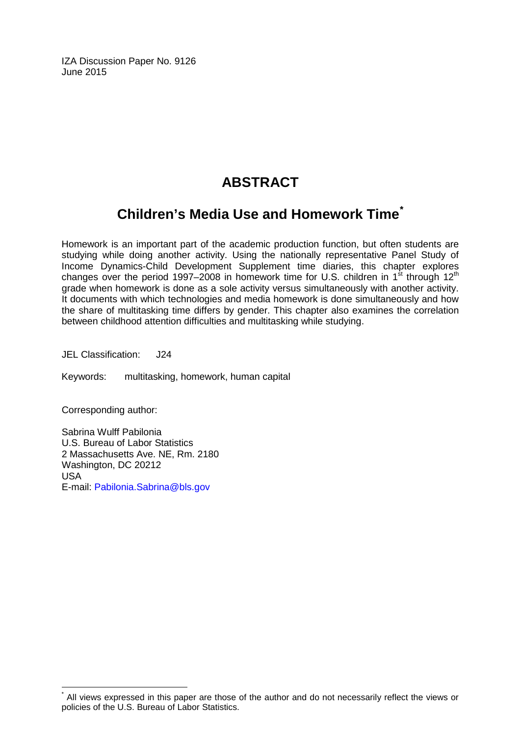IZA Discussion Paper No. 9126
June 2015

# ABSTRACT

## Children's Media Use and Homework Time*

Homework is an important part of the academic production function, but often students are studying while doing another activity. Using the nationally representative Panel Study of Income Dynamics-Child Development Supplement time diaries, this chapter explores changes over the period 1997–2008 in homework time for U.S. children in 1st through 12th grade when homework is done as a sole activity versus simultaneously with another activity. It documents with which technologies and media homework is done simultaneously and how the share of multitasking time differs by gender. This chapter also examines the correlation between childhood attention difficulties and multitasking while studying.

JEL Classification: J24

Keywords: multitasking, homework, human capital

Corresponding author:

Sabrina Wulff Pabilonia
U.S. Bureau of Labor Statistics
2 Massachusetts Ave. NE, Rm. 2180
Washington, DC 20212
USA
E-mail: Pabilonia.Sabrina@bls.gov

* All views expressed in this paper are those of the author and do not necessarily reflect the views or policies of the U.S. Bureau of Labor Statistics.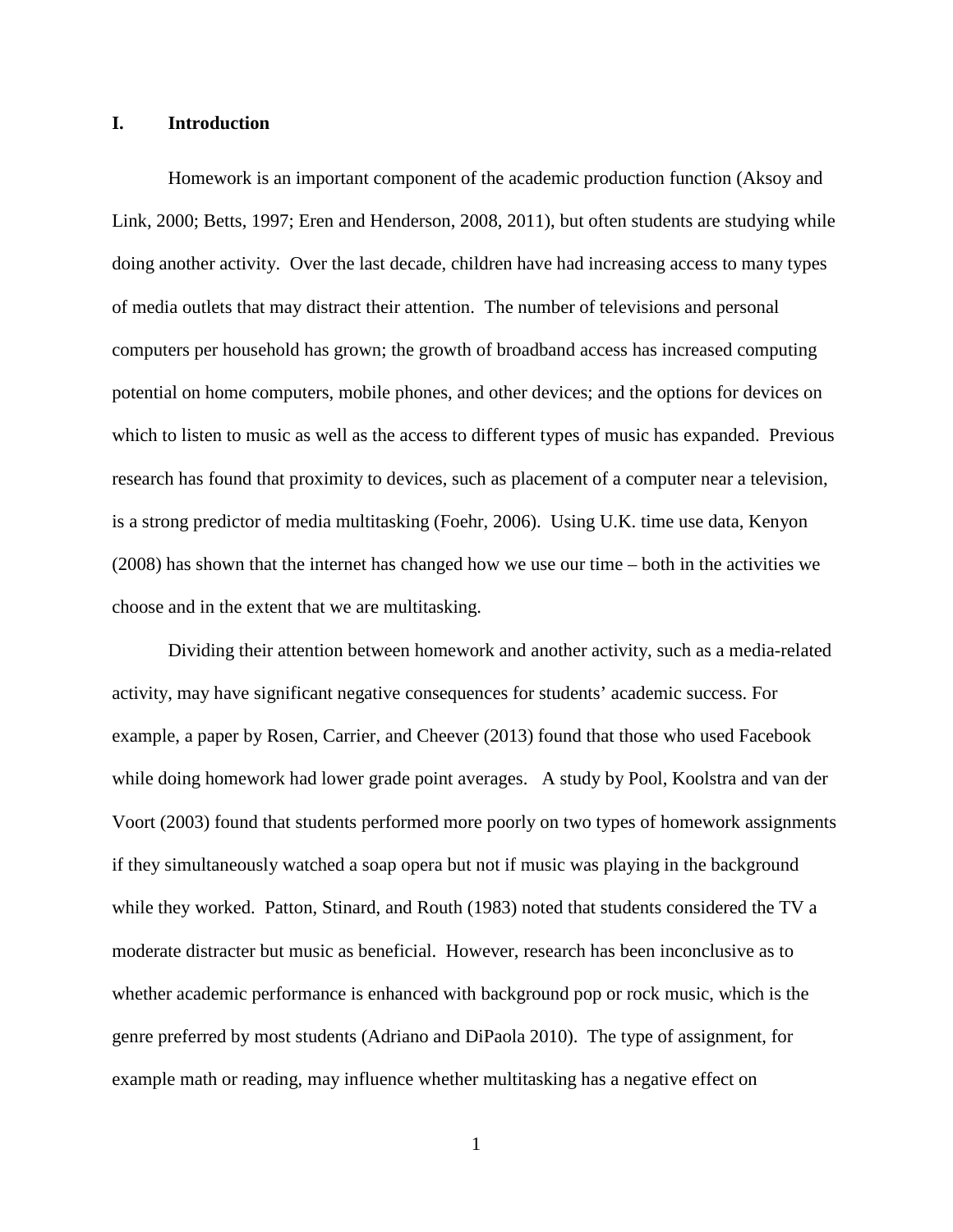## I. Introduction

Homework is an important component of the academic production function (Aksoy and Link, 2000; Betts, 1997; Eren and Henderson, 2008, 2011), but often students are studying while doing another activity. Over the last decade, children have had increasing access to many types of media outlets that may distract their attention. The number of televisions and personal computers per household has grown; the growth of broadband access has increased computing potential on home computers, mobile phones, and other devices; and the options for devices on which to listen to music as well as the access to different types of music has expanded. Previous research has found that proximity to devices, such as placement of a computer near a television, is a strong predictor of media multitasking (Foehr, 2006). Using U.K. time use data, Kenyon (2008) has shown that the internet has changed how we use our time – both in the activities we choose and in the extent that we are multitasking.

Dividing their attention between homework and another activity, such as a media-related activity, may have significant negative consequences for students' academic success. For example, a paper by Rosen, Carrier, and Cheever (2013) found that those who used Facebook while doing homework had lower grade point averages. A study by Pool, Koolstra and van der Voort (2003) found that students performed more poorly on two types of homework assignments if they simultaneously watched a soap opera but not if music was playing in the background while they worked. Patton, Stinard, and Routh (1983) noted that students considered the TV a moderate distracter but music as beneficial. However, research has been inconclusive as to whether academic performance is enhanced with background pop or rock music, which is the genre preferred by most students (Adriano and DiPaola 2010). The type of assignment, for example math or reading, may influence whether multitasking has a negative effect on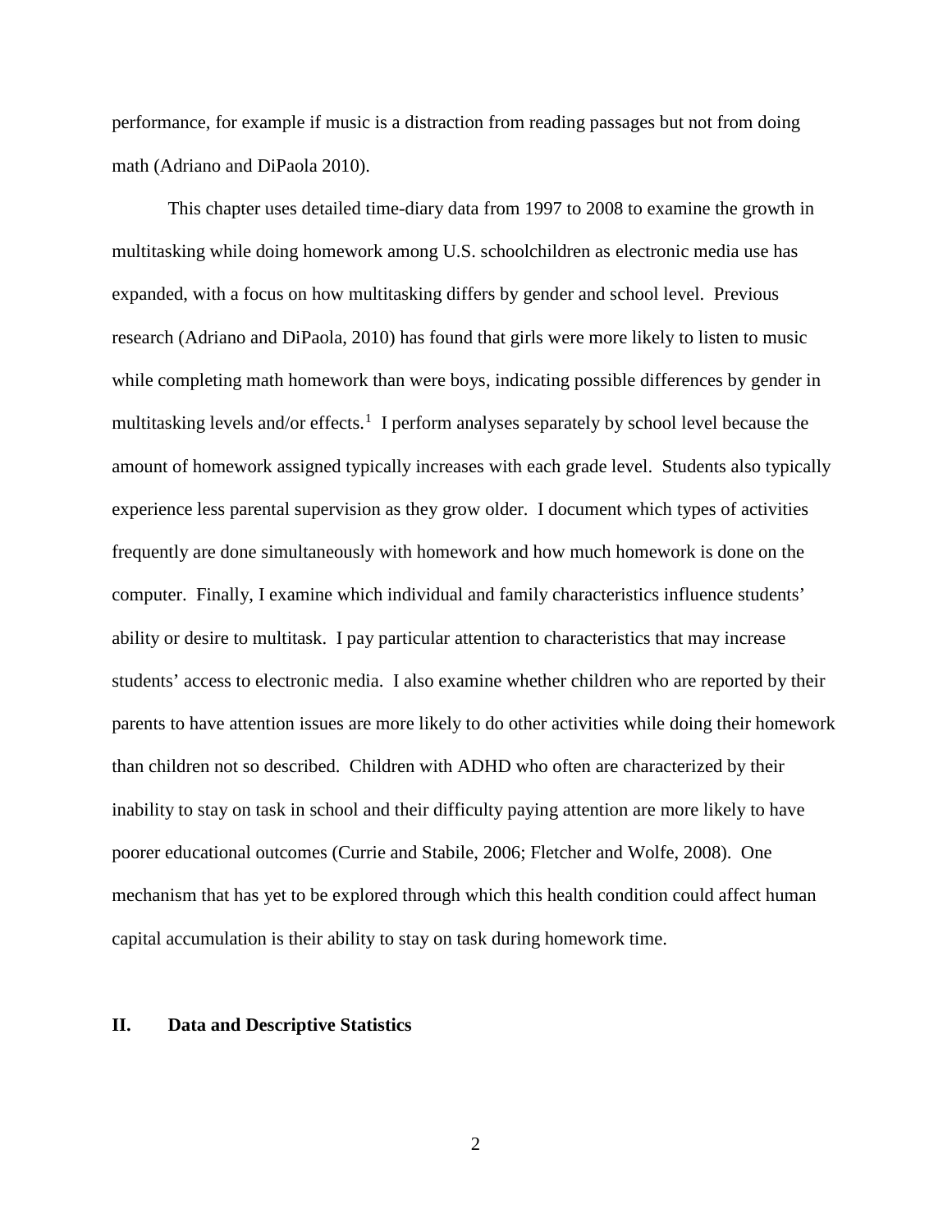performance, for example if music is a distraction from reading passages but not from doing math (Adriano and DiPaola 2010).

This chapter uses detailed time-diary data from 1997 to 2008 to examine the growth in multitasking while doing homework among U.S. schoolchildren as electronic media use has expanded, with a focus on how multitasking differs by gender and school level. Previous research (Adriano and DiPaola, 2010) has found that girls were more likely to listen to music while completing math homework than were boys, indicating possible differences by gender in multitasking levels and/or effects.[1] I perform analyses separately by school level because the amount of homework assigned typically increases with each grade level. Students also typically experience less parental supervision as they grow older. I document which types of activities frequently are done simultaneously with homework and how much homework is done on the computer. Finally, I examine which individual and family characteristics influence students' ability or desire to multitask. I pay particular attention to characteristics that may increase students' access to electronic media. I also examine whether children who are reported by their parents to have attention issues are more likely to do other activities while doing their homework than children not so described. Children with ADHD who often are characterized by their inability to stay on task in school and their difficulty paying attention are more likely to have poorer educational outcomes (Currie and Stabile, 2006; Fletcher and Wolfe, 2008). One mechanism that has yet to be explored through which this health condition could affect human capital accumulation is their ability to stay on task during homework time.

## II. Data and Descriptive Statistics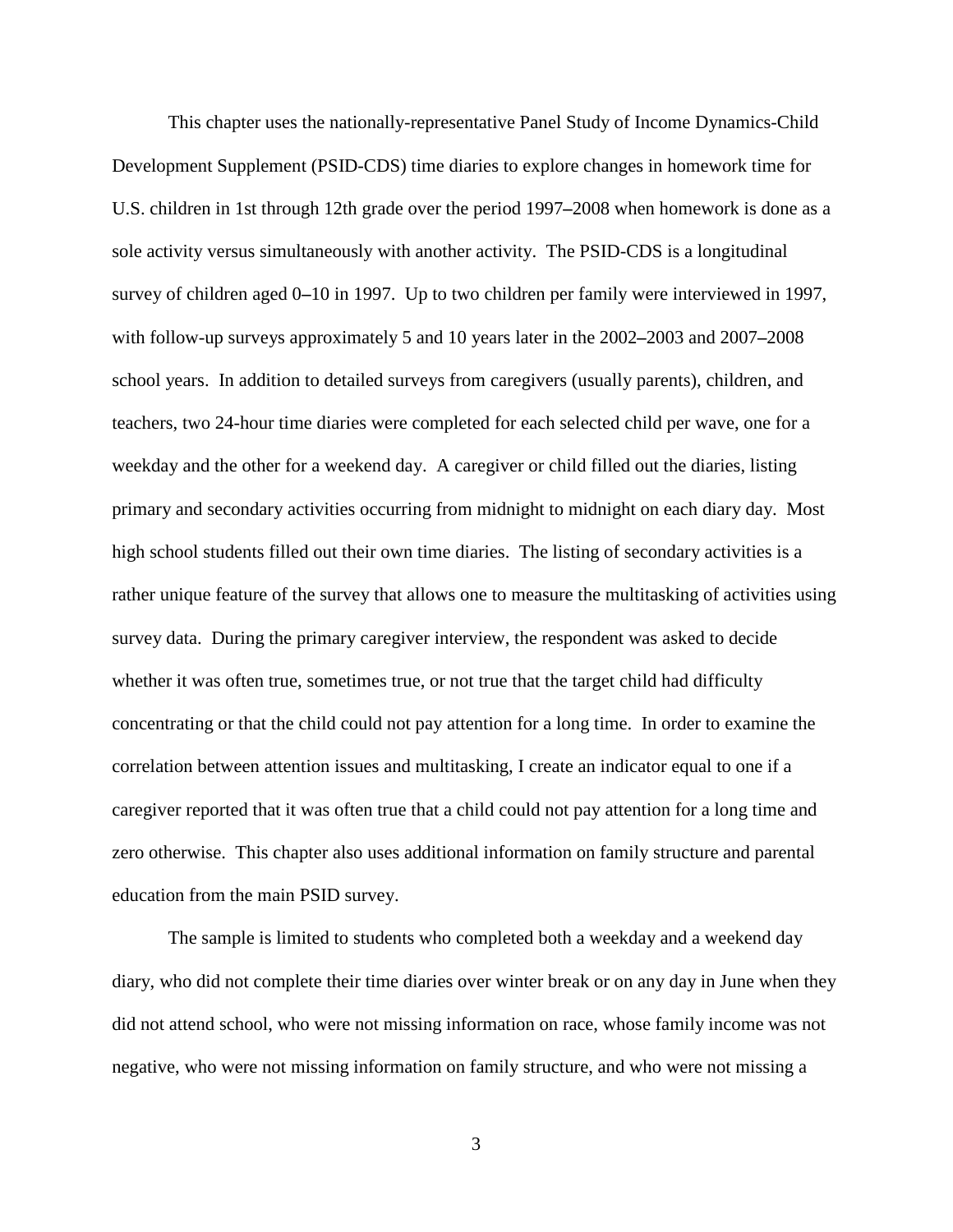This chapter uses the nationally-representative Panel Study of Income Dynamics-Child Development Supplement (PSID-CDS) time diaries to explore changes in homework time for U.S. children in 1st through 12th grade over the period 1997–2008 when homework is done as a sole activity versus simultaneously with another activity. The PSID-CDS is a longitudinal survey of children aged 0–10 in 1997. Up to two children per family were interviewed in 1997, with follow-up surveys approximately 5 and 10 years later in the 2002–2003 and 2007–2008 school years. In addition to detailed surveys from caregivers (usually parents), children, and teachers, two 24-hour time diaries were completed for each selected child per wave, one for a weekday and the other for a weekend day. A caregiver or child filled out the diaries, listing primary and secondary activities occurring from midnight to midnight on each diary day. Most high school students filled out their own time diaries. The listing of secondary activities is a rather unique feature of the survey that allows one to measure the multitasking of activities using survey data. During the primary caregiver interview, the respondent was asked to decide whether it was often true, sometimes true, or not true that the target child had difficulty concentrating or that the child could not pay attention for a long time. In order to examine the correlation between attention issues and multitasking, I create an indicator equal to one if a caregiver reported that it was often true that a child could not pay attention for a long time and zero otherwise. This chapter also uses additional information on family structure and parental education from the main PSID survey.

The sample is limited to students who completed both a weekday and a weekend day diary, who did not complete their time diaries over winter break or on any day in June when they did not attend school, who were not missing information on race, whose family income was not negative, who were not missing information on family structure, and who were not missing a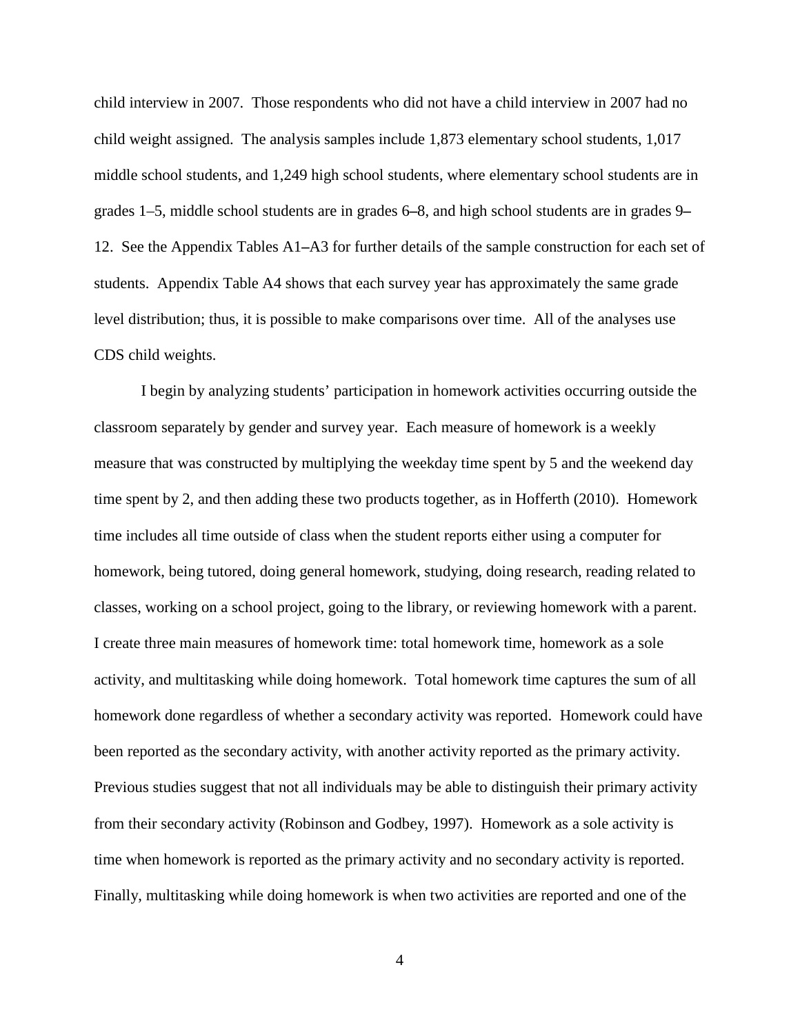child interview in 2007. Those respondents who did not have a child interview in 2007 had no child weight assigned. The analysis samples include 1,873 elementary school students, 1,017 middle school students, and 1,249 high school students, where elementary school students are in grades 1–5, middle school students are in grades 6–8, and high school students are in grades 9–12. See the Appendix Tables A1–A3 for further details of the sample construction for each set of students. Appendix Table A4 shows that each survey year has approximately the same grade level distribution; thus, it is possible to make comparisons over time. All of the analyses use CDS child weights.

I begin by analyzing students' participation in homework activities occurring outside the classroom separately by gender and survey year. Each measure of homework is a weekly measure that was constructed by multiplying the weekday time spent by 5 and the weekend day time spent by 2, and then adding these two products together, as in Hofferth (2010). Homework time includes all time outside of class when the student reports either using a computer for homework, being tutored, doing general homework, studying, doing research, reading related to classes, working on a school project, going to the library, or reviewing homework with a parent. I create three main measures of homework time: total homework time, homework as a sole activity, and multitasking while doing homework. Total homework time captures the sum of all homework done regardless of whether a secondary activity was reported. Homework could have been reported as the secondary activity, with another activity reported as the primary activity. Previous studies suggest that not all individuals may be able to distinguish their primary activity from their secondary activity (Robinson and Godbey, 1997). Homework as a sole activity is time when homework is reported as the primary activity and no secondary activity is reported. Finally, multitasking while doing homework is when two activities are reported and one of the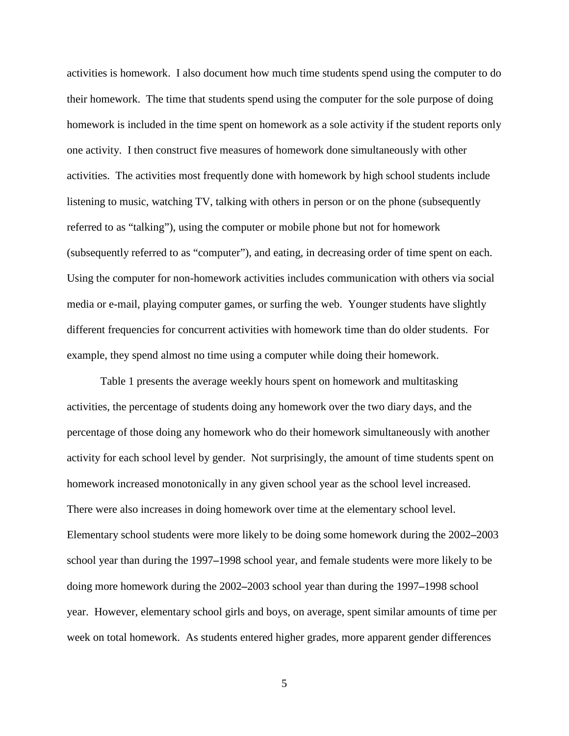activities is homework. I also document how much time students spend using the computer to do their homework. The time that students spend using the computer for the sole purpose of doing homework is included in the time spent on homework as a sole activity if the student reports only one activity. I then construct five measures of homework done simultaneously with other activities. The activities most frequently done with homework by high school students include listening to music, watching TV, talking with others in person or on the phone (subsequently referred to as "talking"), using the computer or mobile phone but not for homework (subsequently referred to as "computer"), and eating, in decreasing order of time spent on each. Using the computer for non-homework activities includes communication with others via social media or e-mail, playing computer games, or surfing the web. Younger students have slightly different frequencies for concurrent activities with homework time than do older students. For example, they spend almost no time using a computer while doing their homework.

Table 1 presents the average weekly hours spent on homework and multitasking activities, the percentage of students doing any homework over the two diary days, and the percentage of those doing any homework who do their homework simultaneously with another activity for each school level by gender. Not surprisingly, the amount of time students spent on homework increased monotonically in any given school year as the school level increased. There were also increases in doing homework over time at the elementary school level. Elementary school students were more likely to be doing some homework during the 2002–2003 school year than during the 1997–1998 school year, and female students were more likely to be doing more homework during the 2002–2003 school year than during the 1997–1998 school year. However, elementary school girls and boys, on average, spent similar amounts of time per week on total homework. As students entered higher grades, more apparent gender differences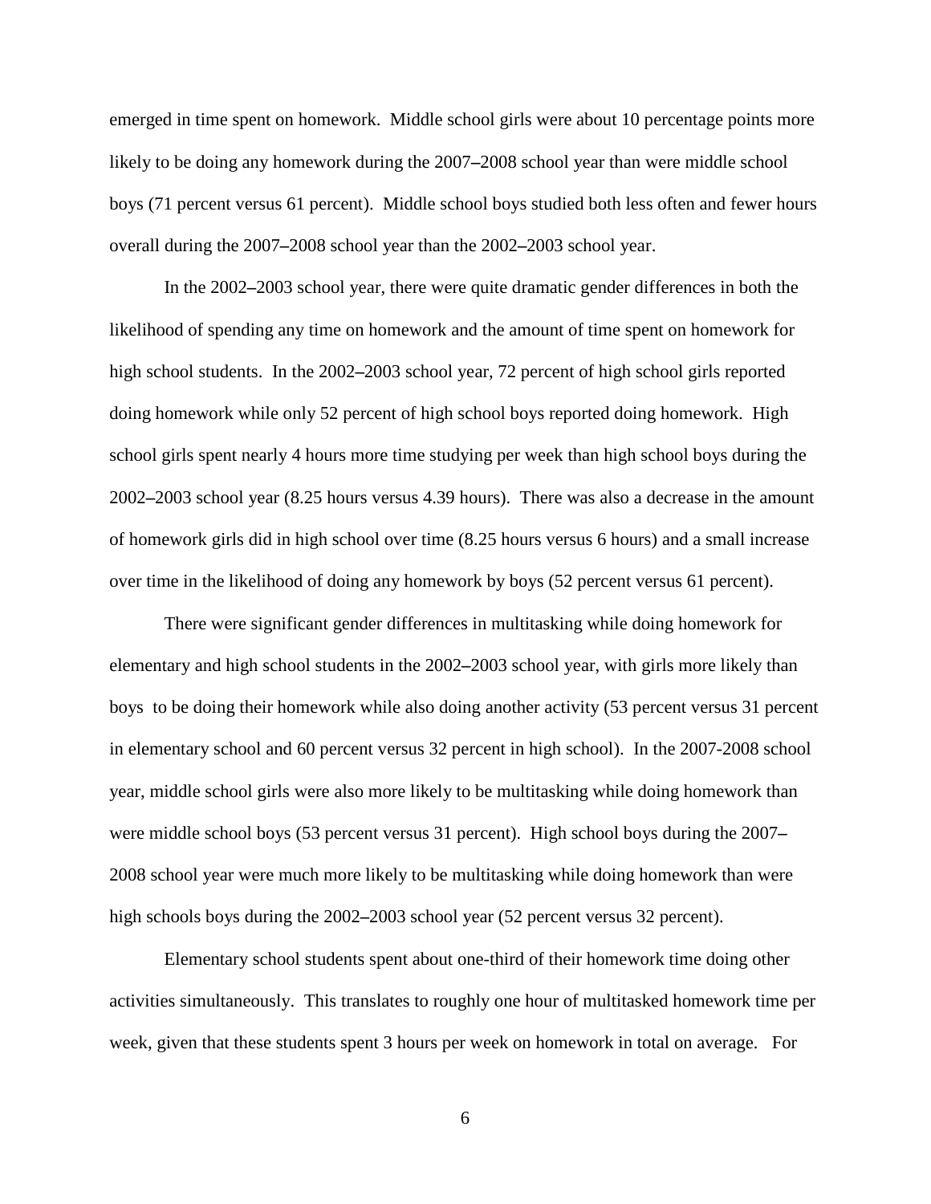emerged in time spent on homework. Middle school girls were about 10 percentage points more likely to be doing any homework during the 2007–2008 school year than were middle school boys (71 percent versus 61 percent). Middle school boys studied both less often and fewer hours overall during the 2007–2008 school year than the 2002–2003 school year.

In the 2002–2003 school year, there were quite dramatic gender differences in both the likelihood of spending any time on homework and the amount of time spent on homework for high school students. In the 2002–2003 school year, 72 percent of high school girls reported doing homework while only 52 percent of high school boys reported doing homework. High school girls spent nearly 4 hours more time studying per week than high school boys during the 2002–2003 school year (8.25 hours versus 4.39 hours). There was also a decrease in the amount of homework girls did in high school over time (8.25 hours versus 6 hours) and a small increase over time in the likelihood of doing any homework by boys (52 percent versus 61 percent).

There were significant gender differences in multitasking while doing homework for elementary and high school students in the 2002–2003 school year, with girls more likely than boys to be doing their homework while also doing another activity (53 percent versus 31 percent in elementary school and 60 percent versus 32 percent in high school). In the 2007-2008 school year, middle school girls were also more likely to be multitasking while doing homework than were middle school boys (53 percent versus 31 percent). High school boys during the 2007–2008 school year were much more likely to be multitasking while doing homework than were high schools boys during the 2002–2003 school year (52 percent versus 32 percent).

Elementary school students spent about one-third of their homework time doing other activities simultaneously. This translates to roughly one hour of multitasked homework time per week, given that these students spent 3 hours per week on homework in total on average. For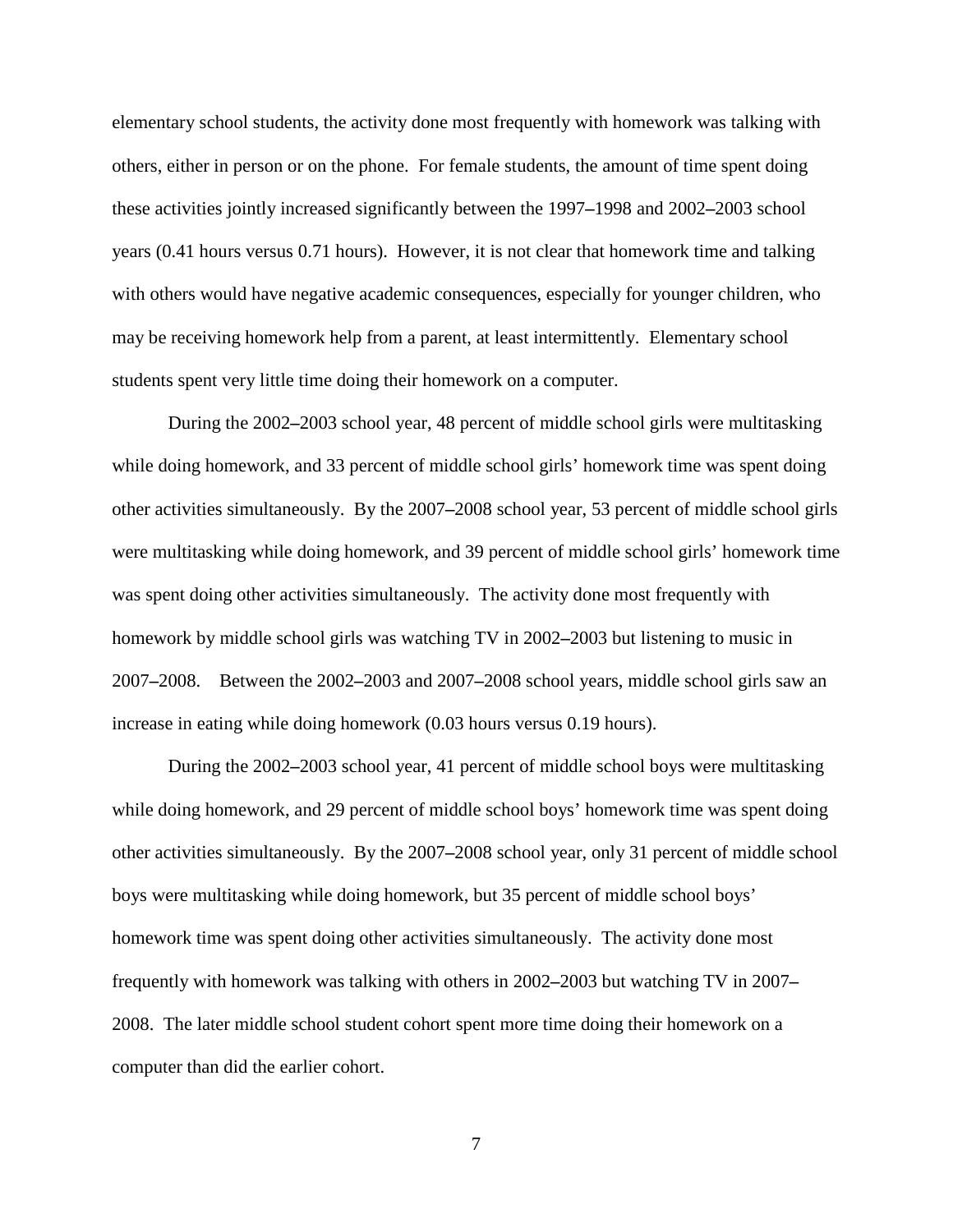elementary school students, the activity done most frequently with homework was talking with others, either in person or on the phone. For female students, the amount of time spent doing these activities jointly increased significantly between the 1997–1998 and 2002–2003 school years (0.41 hours versus 0.71 hours). However, it is not clear that homework time and talking with others would have negative academic consequences, especially for younger children, who may be receiving homework help from a parent, at least intermittently. Elementary school students spent very little time doing their homework on a computer.

During the 2002–2003 school year, 48 percent of middle school girls were multitasking while doing homework, and 33 percent of middle school girls' homework time was spent doing other activities simultaneously. By the 2007–2008 school year, 53 percent of middle school girls were multitasking while doing homework, and 39 percent of middle school girls' homework time was spent doing other activities simultaneously. The activity done most frequently with homework by middle school girls was watching TV in 2002–2003 but listening to music in 2007–2008. Between the 2002–2003 and 2007–2008 school years, middle school girls saw an increase in eating while doing homework (0.03 hours versus 0.19 hours).

During the 2002–2003 school year, 41 percent of middle school boys were multitasking while doing homework, and 29 percent of middle school boys' homework time was spent doing other activities simultaneously. By the 2007–2008 school year, only 31 percent of middle school boys were multitasking while doing homework, but 35 percent of middle school boys' homework time was spent doing other activities simultaneously. The activity done most frequently with homework was talking with others in 2002–2003 but watching TV in 2007–2008. The later middle school student cohort spent more time doing their homework on a computer than did the earlier cohort.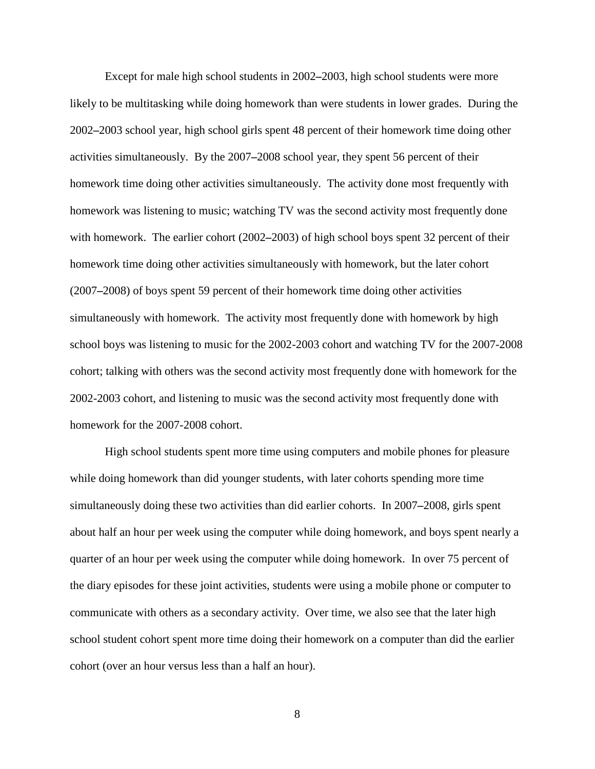Except for male high school students in 2002–2003, high school students were more likely to be multitasking while doing homework than were students in lower grades. During the 2002–2003 school year, high school girls spent 48 percent of their homework time doing other activities simultaneously. By the 2007–2008 school year, they spent 56 percent of their homework time doing other activities simultaneously. The activity done most frequently with homework was listening to music; watching TV was the second activity most frequently done with homework. The earlier cohort (2002–2003) of high school boys spent 32 percent of their homework time doing other activities simultaneously with homework, but the later cohort (2007–2008) of boys spent 59 percent of their homework time doing other activities simultaneously with homework. The activity most frequently done with homework by high school boys was listening to music for the 2002-2003 cohort and watching TV for the 2007-2008 cohort; talking with others was the second activity most frequently done with homework for the 2002-2003 cohort, and listening to music was the second activity most frequently done with homework for the 2007-2008 cohort.

High school students spent more time using computers and mobile phones for pleasure while doing homework than did younger students, with later cohorts spending more time simultaneously doing these two activities than did earlier cohorts. In 2007–2008, girls spent about half an hour per week using the computer while doing homework, and boys spent nearly a quarter of an hour per week using the computer while doing homework. In over 75 percent of the diary episodes for these joint activities, students were using a mobile phone or computer to communicate with others as a secondary activity. Over time, we also see that the later high school student cohort spent more time doing their homework on a computer than did the earlier cohort (over an hour versus less than a half an hour).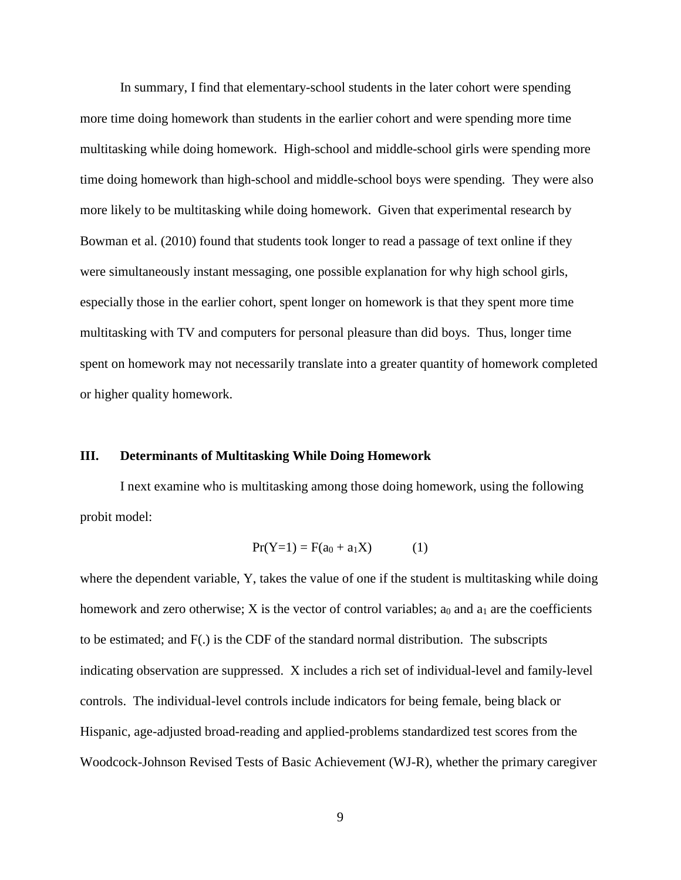In summary, I find that elementary-school students in the later cohort were spending more time doing homework than students in the earlier cohort and were spending more time multitasking while doing homework. High-school and middle-school girls were spending more time doing homework than high-school and middle-school boys were spending. They were also more likely to be multitasking while doing homework. Given that experimental research by Bowman et al. (2010) found that students took longer to read a passage of text online if they were simultaneously instant messaging, one possible explanation for why high school girls, especially those in the earlier cohort, spent longer on homework is that they spent more time multitasking with TV and computers for personal pleasure than did boys. Thus, longer time spent on homework may not necessarily translate into a greater quantity of homework completed or higher quality homework.

## III. Determinants of Multitasking While Doing Homework

I next examine who is multitasking among those doing homework, using the following probit model:

$$Pr(Y=1) = F(a_0 + a_1X) \qquad (1)$$

where the dependent variable, Y, takes the value of one if the student is multitasking while doing homework and zero otherwise; X is the vector of control variables; $a_0$ and $a_1$ are the coefficients to be estimated; and F(.) is the CDF of the standard normal distribution. The subscripts indicating observation are suppressed. X includes a rich set of individual-level and family-level controls. The individual-level controls include indicators for being female, being black or Hispanic, age-adjusted broad-reading and applied-problems standardized test scores from the Woodcock-Johnson Revised Tests of Basic Achievement (WJ-R), whether the primary caregiver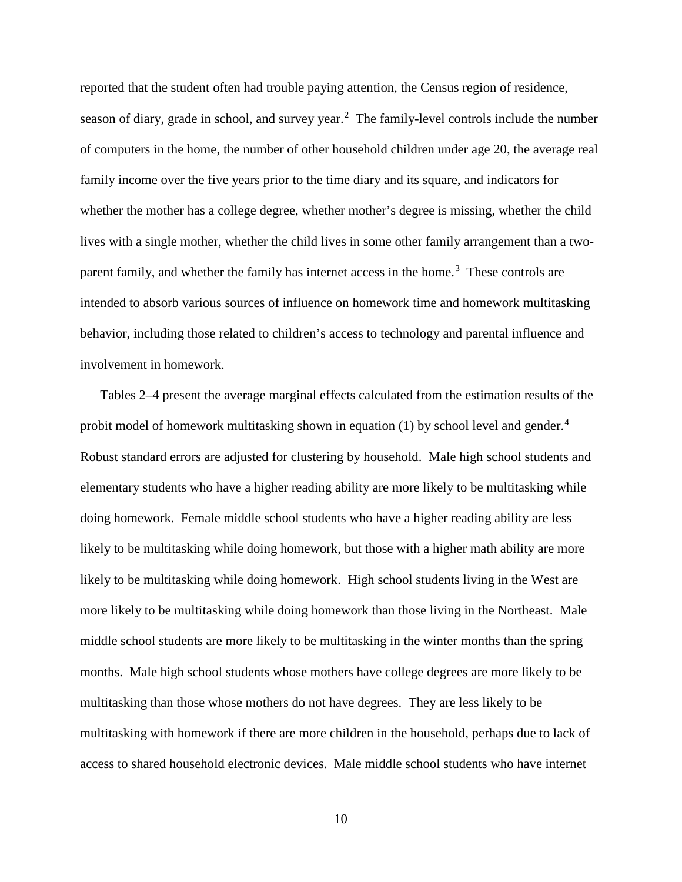reported that the student often had trouble paying attention, the Census region of residence, season of diary, grade in school, and survey year.[2] The family-level controls include the number of computers in the home, the number of other household children under age 20, the average real family income over the five years prior to the time diary and its square, and indicators for whether the mother has a college degree, whether mother's degree is missing, whether the child lives with a single mother, whether the child lives in some other family arrangement than a two-parent family, and whether the family has internet access in the home.[3] These controls are intended to absorb various sources of influence on homework time and homework multitasking behavior, including those related to children's access to technology and parental influence and involvement in homework.

Tables 2–4 present the average marginal effects calculated from the estimation results of the probit model of homework multitasking shown in equation (1) by school level and gender.[4] Robust standard errors are adjusted for clustering by household. Male high school students and elementary students who have a higher reading ability are more likely to be multitasking while doing homework. Female middle school students who have a higher reading ability are less likely to be multitasking while doing homework, but those with a higher math ability are more likely to be multitasking while doing homework. High school students living in the West are more likely to be multitasking while doing homework than those living in the Northeast. Male middle school students are more likely to be multitasking in the winter months than the spring months. Male high school students whose mothers have college degrees are more likely to be multitasking than those whose mothers do not have degrees. They are less likely to be multitasking with homework if there are more children in the household, perhaps due to lack of access to shared household electronic devices. Male middle school students who have internet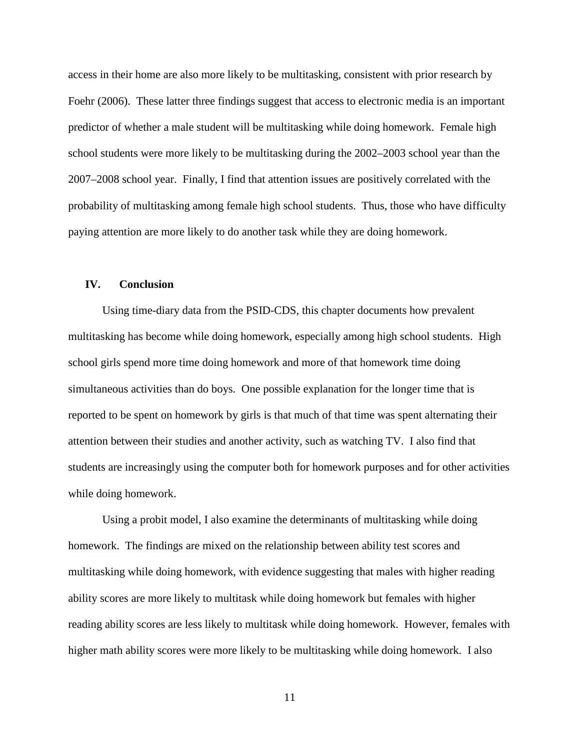access in their home are also more likely to be multitasking, consistent with prior research by Foehr (2006). These latter three findings suggest that access to electronic media is an important predictor of whether a male student will be multitasking while doing homework. Female high school students were more likely to be multitasking during the 2002–2003 school year than the 2007–2008 school year. Finally, I find that attention issues are positively correlated with the probability of multitasking among female high school students. Thus, those who have difficulty paying attention are more likely to do another task while they are doing homework.

## IV. Conclusion

Using time-diary data from the PSID-CDS, this chapter documents how prevalent multitasking has become while doing homework, especially among high school students. High school girls spend more time doing homework and more of that homework time doing simultaneous activities than do boys. One possible explanation for the longer time that is reported to be spent on homework by girls is that much of that time was spent alternating their attention between their studies and another activity, such as watching TV. I also find that students are increasingly using the computer both for homework purposes and for other activities while doing homework.

Using a probit model, I also examine the determinants of multitasking while doing homework. The findings are mixed on the relationship between ability test scores and multitasking while doing homework, with evidence suggesting that males with higher reading ability scores are more likely to multitask while doing homework but females with higher reading ability scores are less likely to multitask while doing homework. However, females with higher math ability scores were more likely to be multitasking while doing homework. I also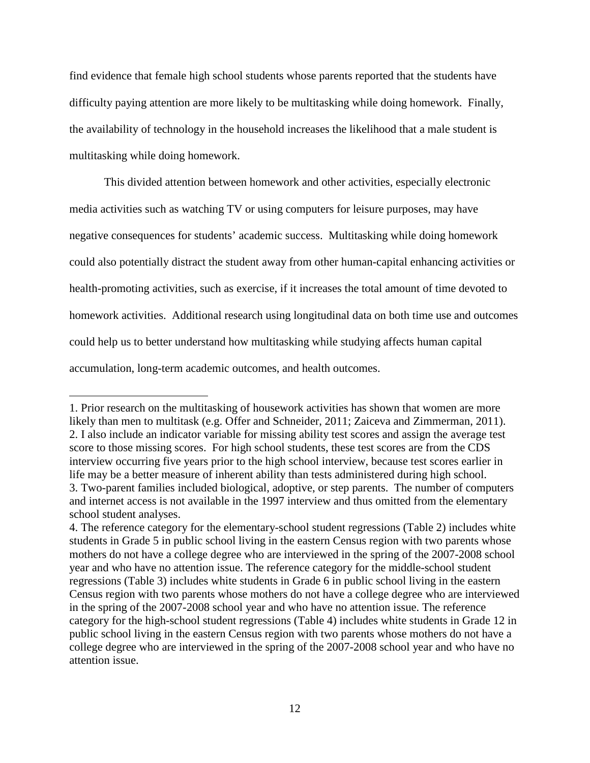find evidence that female high school students whose parents reported that the students have difficulty paying attention are more likely to be multitasking while doing homework. Finally, the availability of technology in the household increases the likelihood that a male student is multitasking while doing homework.

This divided attention between homework and other activities, especially electronic media activities such as watching TV or using computers for leisure purposes, may have negative consequences for students' academic success. Multitasking while doing homework could also potentially distract the student away from other human-capital enhancing activities or health-promoting activities, such as exercise, if it increases the total amount of time devoted to homework activities. Additional research using longitudinal data on both time use and outcomes could help us to better understand how multitasking while studying affects human capital accumulation, long-term academic outcomes, and health outcomes.

---

1. Prior research on the multitasking of housework activities has shown that women are more likely than men to multitask (e.g. Offer and Schneider, 2011; Zaiceva and Zimmerman, 2011).
2. I also include an indicator variable for missing ability test scores and assign the average test score to those missing scores. For high school students, these test scores are from the CDS interview occurring five years prior to the high school interview, because test scores earlier in life may be a better measure of inherent ability than tests administered during high school.
3. Two-parent families included biological, adoptive, or step parents. The number of computers and internet access is not available in the 1997 interview and thus omitted from the elementary school student analyses.
4. The reference category for the elementary-school student regressions (Table 2) includes white students in Grade 5 in public school living in the eastern Census region with two parents whose mothers do not have a college degree who are interviewed in the spring of the 2007-2008 school year and who have no attention issue. The reference category for the middle-school student regressions (Table 3) includes white students in Grade 6 in public school living in the eastern Census region with two parents whose mothers do not have a college degree who are interviewed in the spring of the 2007-2008 school year and who have no attention issue. The reference category for the high-school student regressions (Table 4) includes white students in Grade 12 in public school living in the eastern Census region with two parents whose mothers do not have a college degree who are interviewed in the spring of the 2007-2008 school year and who have no attention issue.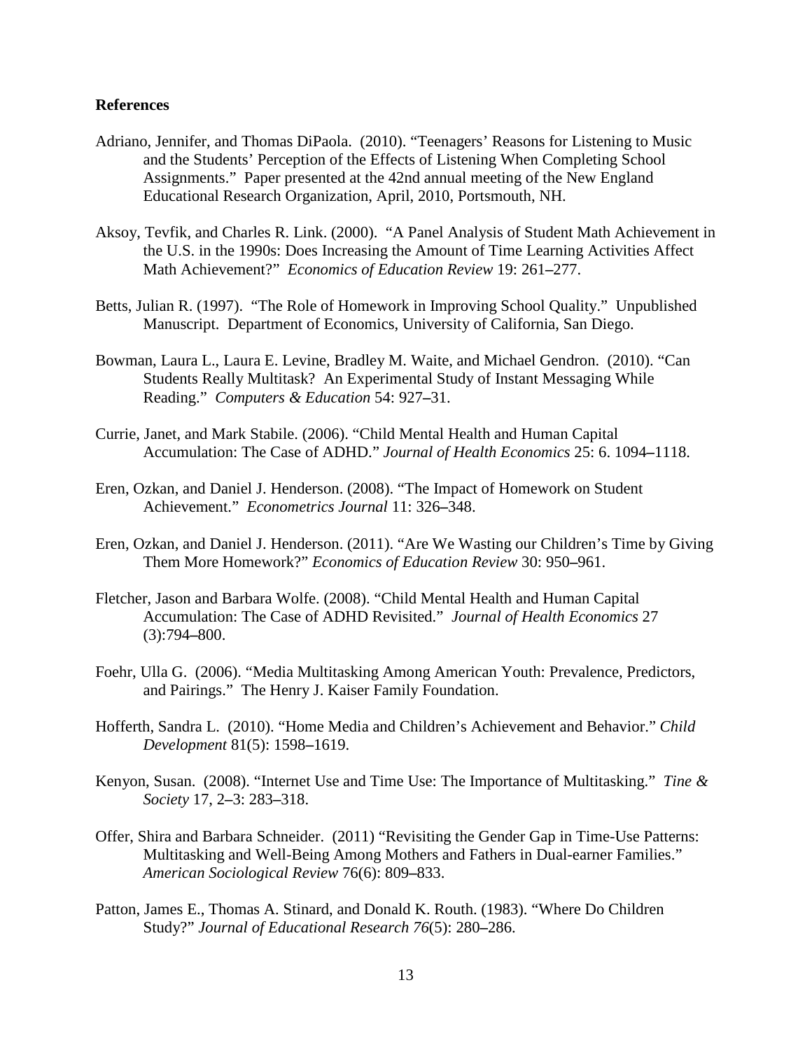## References

Adriano, Jennifer, and Thomas DiPaola. (2010). "Teenagers' Reasons for Listening to Music and the Students' Perception of the Effects of Listening When Completing School Assignments." Paper presented at the 42nd annual meeting of the New England Educational Research Organization, April, 2010, Portsmouth, NH.

Aksoy, Tevfik, and Charles R. Link. (2000). "A Panel Analysis of Student Math Achievement in the U.S. in the 1990s: Does Increasing the Amount of Time Learning Activities Affect Math Achievement?" *Economics of Education Review* 19: 261–277.

Betts, Julian R. (1997). "The Role of Homework in Improving School Quality." Unpublished Manuscript. Department of Economics, University of California, San Diego.

Bowman, Laura L., Laura E. Levine, Bradley M. Waite, and Michael Gendron. (2010). "Can Students Really Multitask? An Experimental Study of Instant Messaging While Reading." *Computers & Education* 54: 927–31.

Currie, Janet, and Mark Stabile. (2006). "Child Mental Health and Human Capital Accumulation: The Case of ADHD." *Journal of Health Economics* 25: 6. 1094–1118.

Eren, Ozkan, and Daniel J. Henderson. (2008). "The Impact of Homework on Student Achievement." *Econometrics Journal* 11: 326–348.

Eren, Ozkan, and Daniel J. Henderson. (2011). "Are We Wasting our Children's Time by Giving Them More Homework?" *Economics of Education Review* 30: 950–961.

Fletcher, Jason and Barbara Wolfe. (2008). "Child Mental Health and Human Capital Accumulation: The Case of ADHD Revisited." *Journal of Health Economics* 27 (3):794–800.

Foehr, Ulla G. (2006). "Media Multitasking Among American Youth: Prevalence, Predictors, and Pairings." The Henry J. Kaiser Family Foundation.

Hofferth, Sandra L. (2010). "Home Media and Children's Achievement and Behavior." *Child Development* 81(5): 1598–1619.

Kenyon, Susan. (2008). "Internet Use and Time Use: The Importance of Multitasking." *Tine & Society* 17, 2–3: 283–318.

Offer, Shira and Barbara Schneider. (2011) "Revisiting the Gender Gap in Time-Use Patterns: Multitasking and Well-Being Among Mothers and Fathers in Dual-earner Families." *American Sociological Review* 76(6): 809–833.

Patton, James E., Thomas A. Stinard, and Donald K. Routh. (1983). "Where Do Children Study?" *Journal of Educational Research 76*(5): 280–286.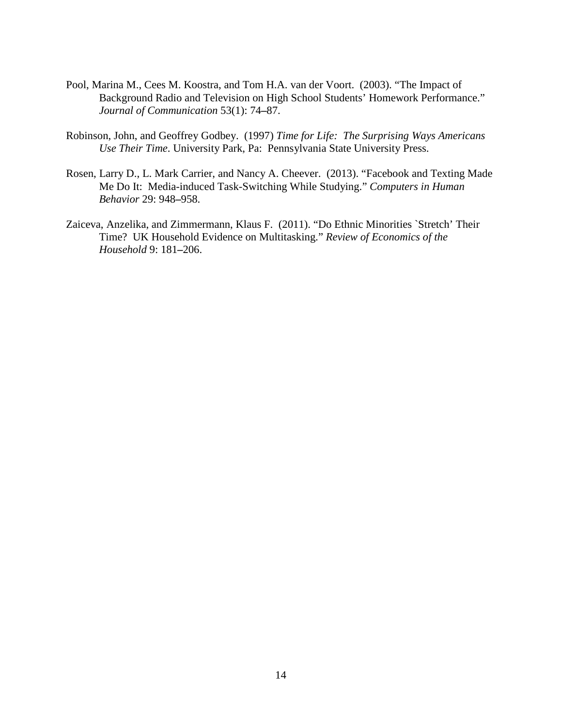Pool, Marina M., Cees M. Koostra, and Tom H.A. van der Voort. (2003). "The Impact of Background Radio and Television on High School Students' Homework Performance." *Journal of Communication* 53(1): 74–87.

Robinson, John, and Geoffrey Godbey. (1997) *Time for Life: The Surprising Ways Americans Use Their Time*. University Park, Pa: Pennsylvania State University Press.

Rosen, Larry D., L. Mark Carrier, and Nancy A. Cheever. (2013). "Facebook and Texting Made Me Do It: Media-induced Task-Switching While Studying." *Computers in Human Behavior* 29: 948–958.

Zaiceva, Anzelika, and Zimmermann, Klaus F. (2011). "Do Ethnic Minorities `Stretch' Their Time? UK Household Evidence on Multitasking." *Review of Economics of the Household* 9: 181–206.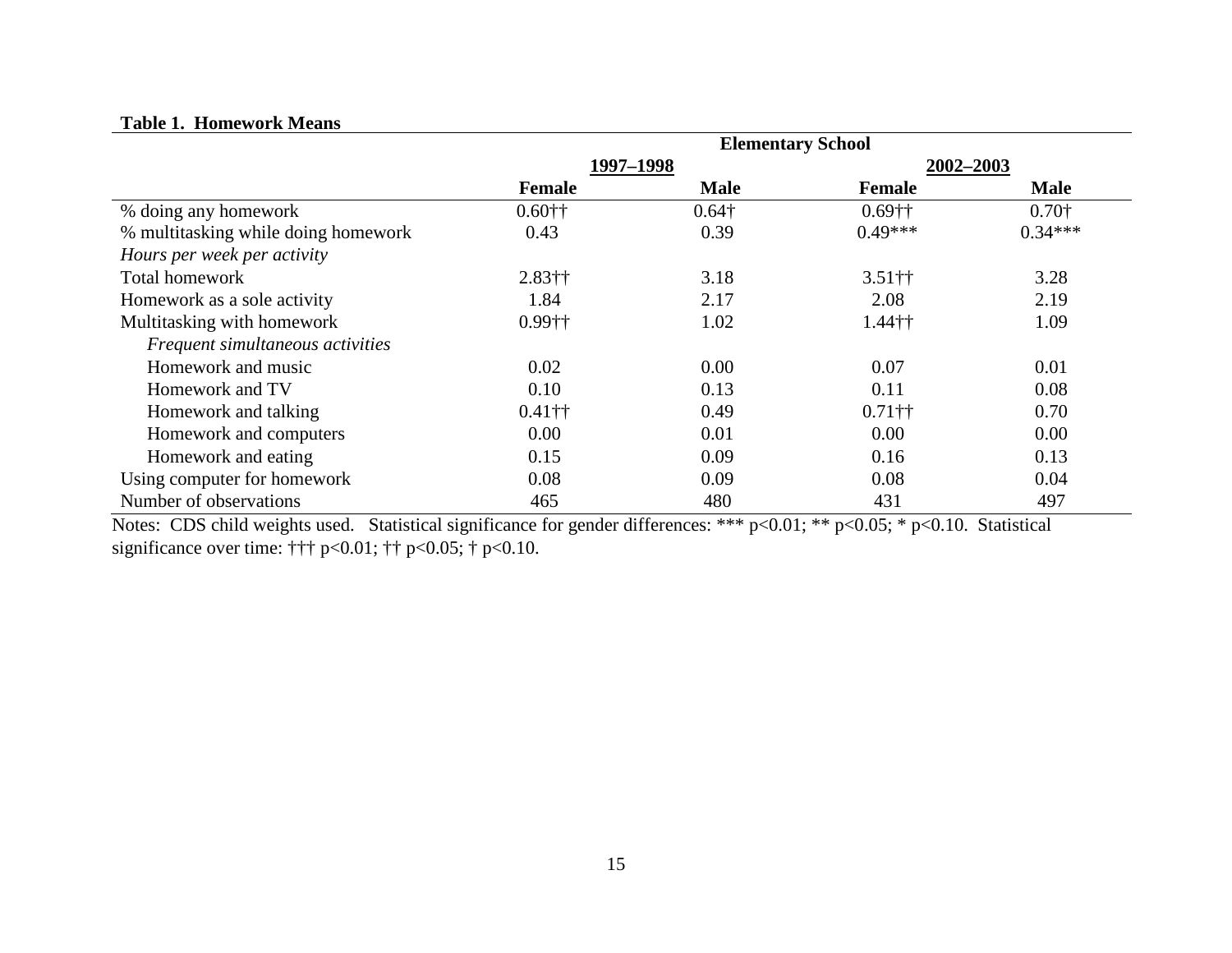**Table 1. Homework Means**

| | Elementary School | | | |
|---|---|---|---|---|
| | 1997–1998 | | 2002–2003 | |
| | **Female** | **Male** | **Female** | **Male** |
| % doing any homework | 0.60†† | 0.64† | 0.69†† | 0.70† |
| % multitasking while doing homework | 0.43 | 0.39 | 0.49*** | 0.34*** |
| *Hours per week per activity* | | | | |
| Total homework | 2.83†† | 3.18 | 3.51†† | 3.28 |
| Homework as a sole activity | 1.84 | 2.17 | 2.08 | 2.19 |
| Multitasking with homework | 0.99†† | 1.02 | 1.44†† | 1.09 |
| *Frequent simultaneous activities* | | | | |
| Homework and music | 0.02 | 0.00 | 0.07 | 0.01 |
| Homework and TV | 0.10 | 0.13 | 0.11 | 0.08 |
| Homework and talking | 0.41†† | 0.49 | 0.71†† | 0.70 |
| Homework and computers | 0.00 | 0.01 | 0.00 | 0.00 |
| Homework and eating | 0.15 | 0.09 | 0.16 | 0.13 |
| Using computer for homework | 0.08 | 0.09 | 0.08 | 0.04 |
| Number of observations | 465 | 480 | 431 | 497 |

Notes: CDS child weights used. Statistical significance for gender differences: *** p<0.01; ** p<0.05; * p<0.10. Statistical significance over time: ††† p<0.01; †† p<0.05; † p<0.10.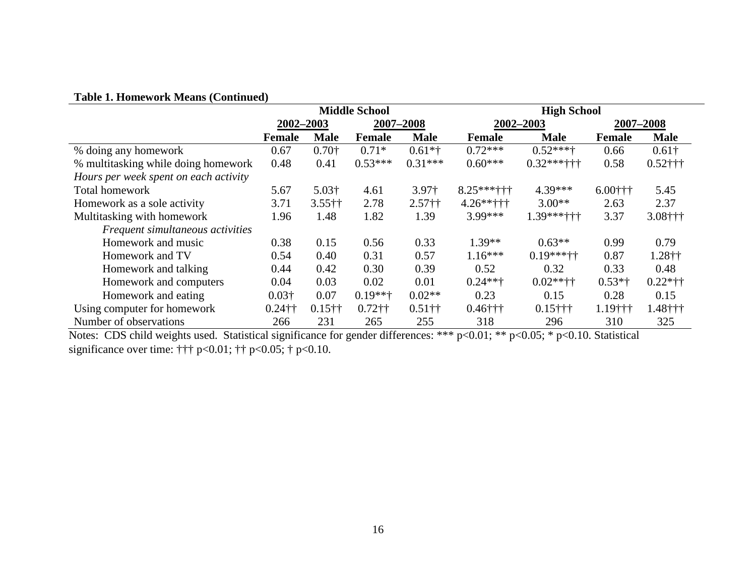**Table 1. Homework Means (Continued)**

| | Middle School | | | | High School | | | |
|---|---|---|---|---|---|---|---|---|
| | 2002–2003 | | 2007–2008 | | 2002–2003 | | 2007–2008 | |
| | **Female** | **Male** | **Female** | **Male** | **Female** | **Male** | **Female** | **Male** |
| % doing any homework | 0.67 | 0.70† | 0.71* | 0.61*† | 0.72*** | 0.52***† | 0.66 | 0.61† |
| % multitasking while doing homework | 0.48 | 0.41 | 0.53*** | 0.31*** | 0.60*** | 0.32***††† | 0.58 | 0.52††† |
| *Hours per week spent on each activity* | | | | | | | | |
| Total homework | 5.67 | 5.03† | 4.61 | 3.97† | 8.25***††† | 4.39*** | 6.00††† | 5.45 |
| Homework as a sole activity | 3.71 | 3.55†† | 2.78 | 2.57†† | 4.26**††† | 3.00** | 2.63 | 2.37 |
| Multitasking with homework | 1.96 | 1.48 | 1.82 | 1.39 | 3.99*** | 1.39***††† | 3.37 | 3.08††† |
| *Frequent simultaneous activities* | | | | | | | | |
| Homework and music | 0.38 | 0.15 | 0.56 | 0.33 | 1.39** | 0.63** | 0.99 | 0.79 |
| Homework and TV | 0.54 | 0.40 | 0.31 | 0.57 | 1.16*** | 0.19***†† | 0.87 | 1.28†† |
| Homework and talking | 0.44 | 0.42 | 0.30 | 0.39 | 0.52 | 0.32 | 0.33 | 0.48 |
| Homework and computers | 0.04 | 0.03 | 0.02 | 0.01 | 0.24**† | 0.02**†† | 0.53*† | 0.22*†† |
| Homework and eating | 0.03† | 0.07 | 0.19**† | 0.02** | 0.23 | 0.15 | 0.28 | 0.15 |
| Using computer for homework | 0.24†† | 0.15†† | 0.72†† | 0.51†† | 0.46††† | 0.15††† | 1.19††† | 1.48††† |
| Number of observations | 266 | 231 | 265 | 255 | 318 | 296 | 310 | 325 |

Notes: CDS child weights used. Statistical significance for gender differences: *** p<0.01; ** p<0.05; * p<0.10. Statistical significance over time: ††† p<0.01; †† p<0.05; † p<0.10.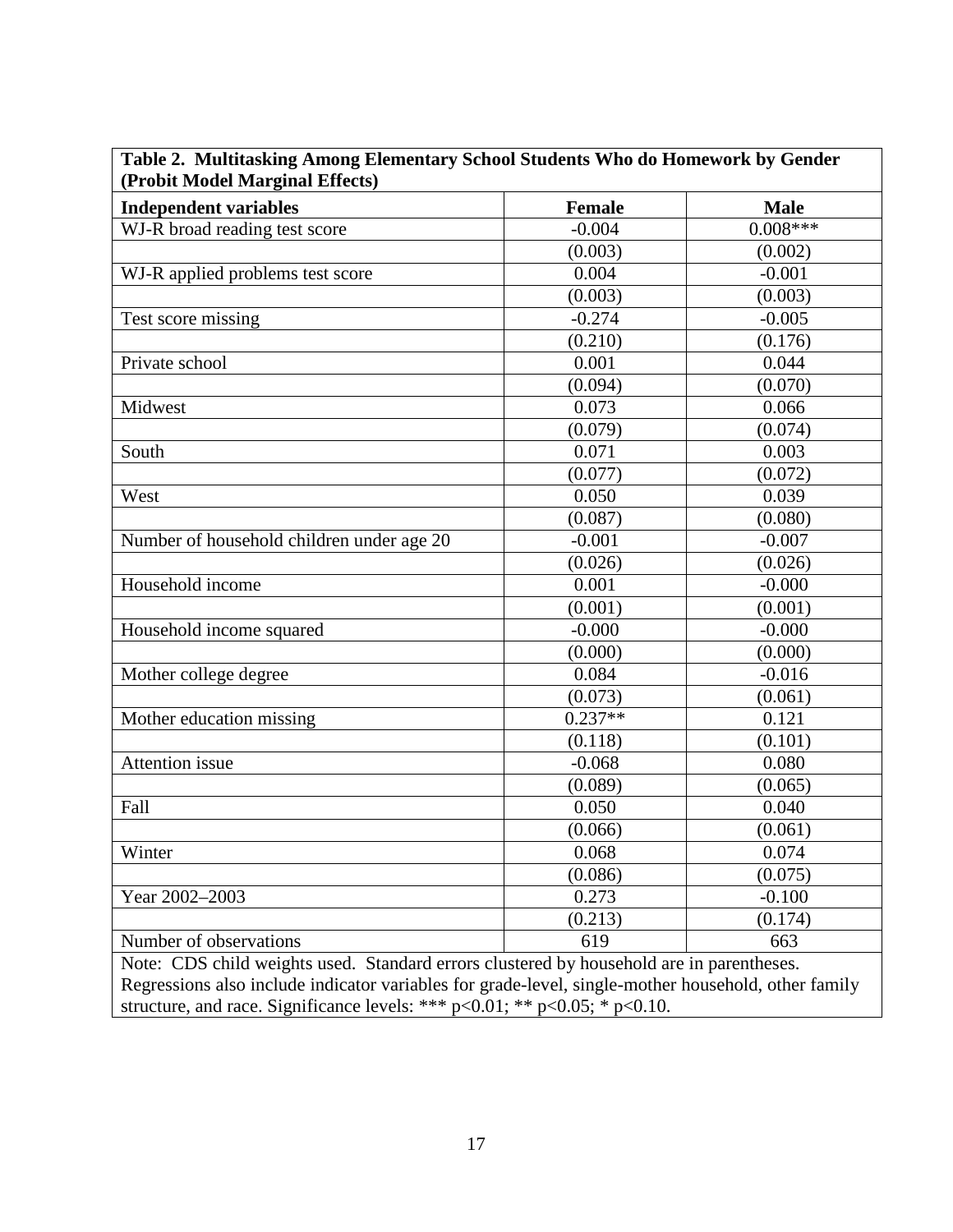**Table 2. Multitasking Among Elementary School Students Who do Homework by Gender (Probit Model Marginal Effects)**

| Independent variables | Female | Male |
|---|---|---|
| WJ-R broad reading test score | -0.004 | 0.008*** |
| | (0.003) | (0.002) |
| WJ-R applied problems test score | 0.004 | -0.001 |
| | (0.003) | (0.003) |
| Test score missing | -0.274 | -0.005 |
| | (0.210) | (0.176) |
| Private school | 0.001 | 0.044 |
| | (0.094) | (0.070) |
| Midwest | 0.073 | 0.066 |
| | (0.079) | (0.074) |
| South | 0.071 | 0.003 |
| | (0.077) | (0.072) |
| West | 0.050 | 0.039 |
| | (0.087) | (0.080) |
| Number of household children under age 20 | -0.001 | -0.007 |
| | (0.026) | (0.026) |
| Household income | 0.001 | -0.000 |
| | (0.001) | (0.001) |
| Household income squared | -0.000 | -0.000 |
| | (0.000) | (0.000) |
| Mother college degree | 0.084 | -0.016 |
| | (0.073) | (0.061) |
| Mother education missing | 0.237** | 0.121 |
| | (0.118) | (0.101) |
| Attention issue | -0.068 | 0.080 |
| | (0.089) | (0.065) |
| Fall | 0.050 | 0.040 |
| | (0.066) | (0.061) |
| Winter | 0.068 | 0.074 |
| | (0.086) | (0.075) |
| Year 2002–2003 | 0.273 | -0.100 |
| | (0.213) | (0.174) |
| Number of observations | 619 | 663 |

Note: CDS child weights used. Standard errors clustered by household are in parentheses. Regressions also include indicator variables for grade-level, single-mother household, other family structure, and race. Significance levels: *** $p<0.01$; ** $p<0.05$; * $p<0.10$.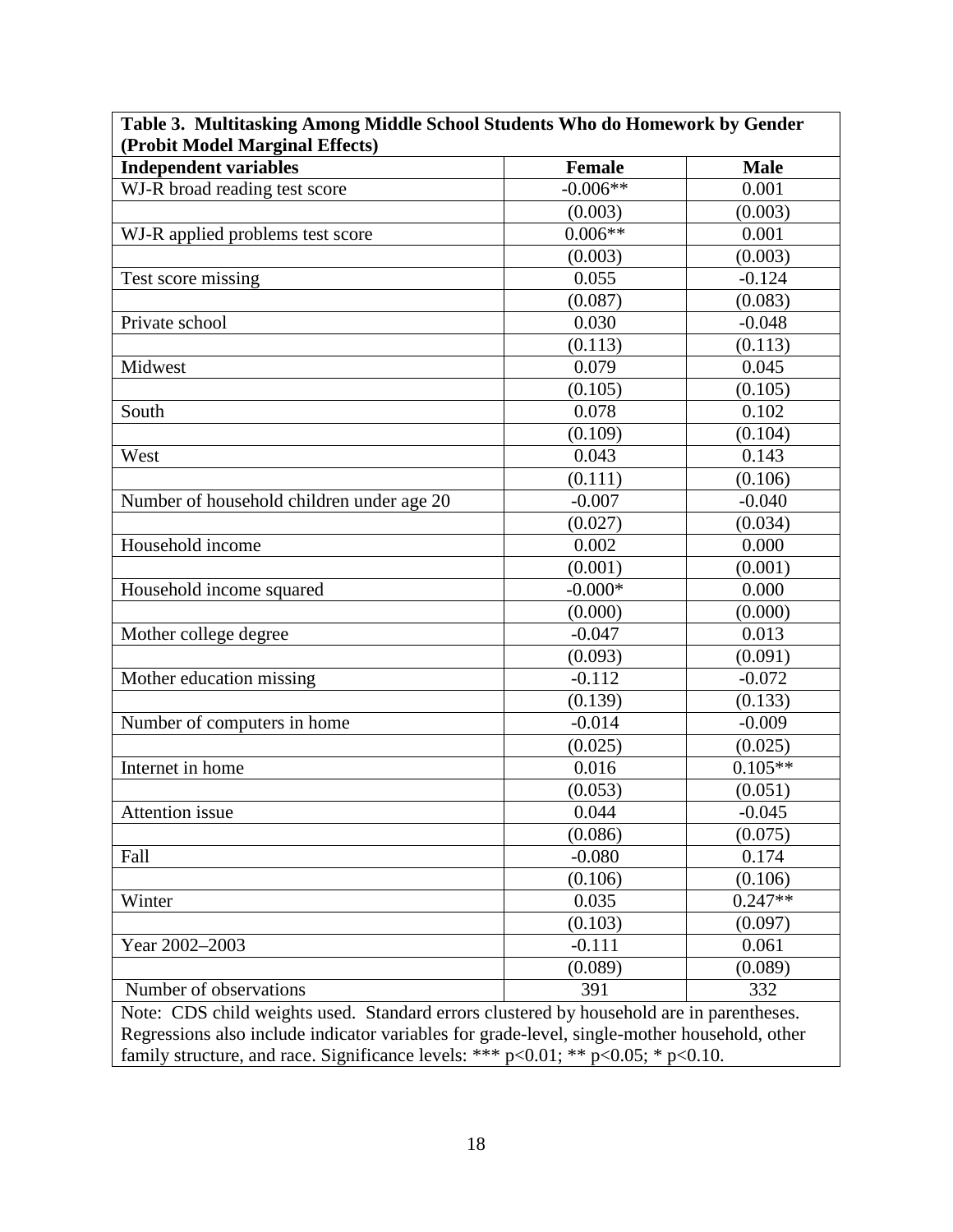**Table 3. Multitasking Among Middle School Students Who do Homework by Gender (Probit Model Marginal Effects)**

| Independent variables | Female | Male |
|---|---|---|
| WJ-R broad reading test score | -0.006** | 0.001 |
| | (0.003) | (0.003) |
| WJ-R applied problems test score | 0.006** | 0.001 |
| | (0.003) | (0.003) |
| Test score missing | 0.055 | -0.124 |
| | (0.087) | (0.083) |
| Private school | 0.030 | -0.048 |
| | (0.113) | (0.113) |
| Midwest | 0.079 | 0.045 |
| | (0.105) | (0.105) |
| South | 0.078 | 0.102 |
| | (0.109) | (0.104) |
| West | 0.043 | 0.143 |
| | (0.111) | (0.106) |
| Number of household children under age 20 | -0.007 | -0.040 |
| | (0.027) | (0.034) |
| Household income | 0.002 | 0.000 |
| | (0.001) | (0.001) |
| Household income squared | -0.000* | 0.000 |
| | (0.000) | (0.000) |
| Mother college degree | -0.047 | 0.013 |
| | (0.093) | (0.091) |
| Mother education missing | -0.112 | -0.072 |
| | (0.139) | (0.133) |
| Number of computers in home | -0.014 | -0.009 |
| | (0.025) | (0.025) |
| Internet in home | 0.016 | 0.105** |
| | (0.053) | (0.051) |
| Attention issue | 0.044 | -0.045 |
| | (0.086) | (0.075) |
| Fall | -0.080 | 0.174 |
| | (0.106) | (0.106) |
| Winter | 0.035 | 0.247** |
| | (0.103) | (0.097) |
| Year 2002–2003 | -0.111 | 0.061 |
| | (0.089) | (0.089) |
| Number of observations | 391 | 332 |

Note: CDS child weights used. Standard errors clustered by household are in parentheses. Regressions also include indicator variables for grade-level, single-mother household, other family structure, and race. Significance levels: *** $p<0.01$; ** $p<0.05$; * $p<0.10$.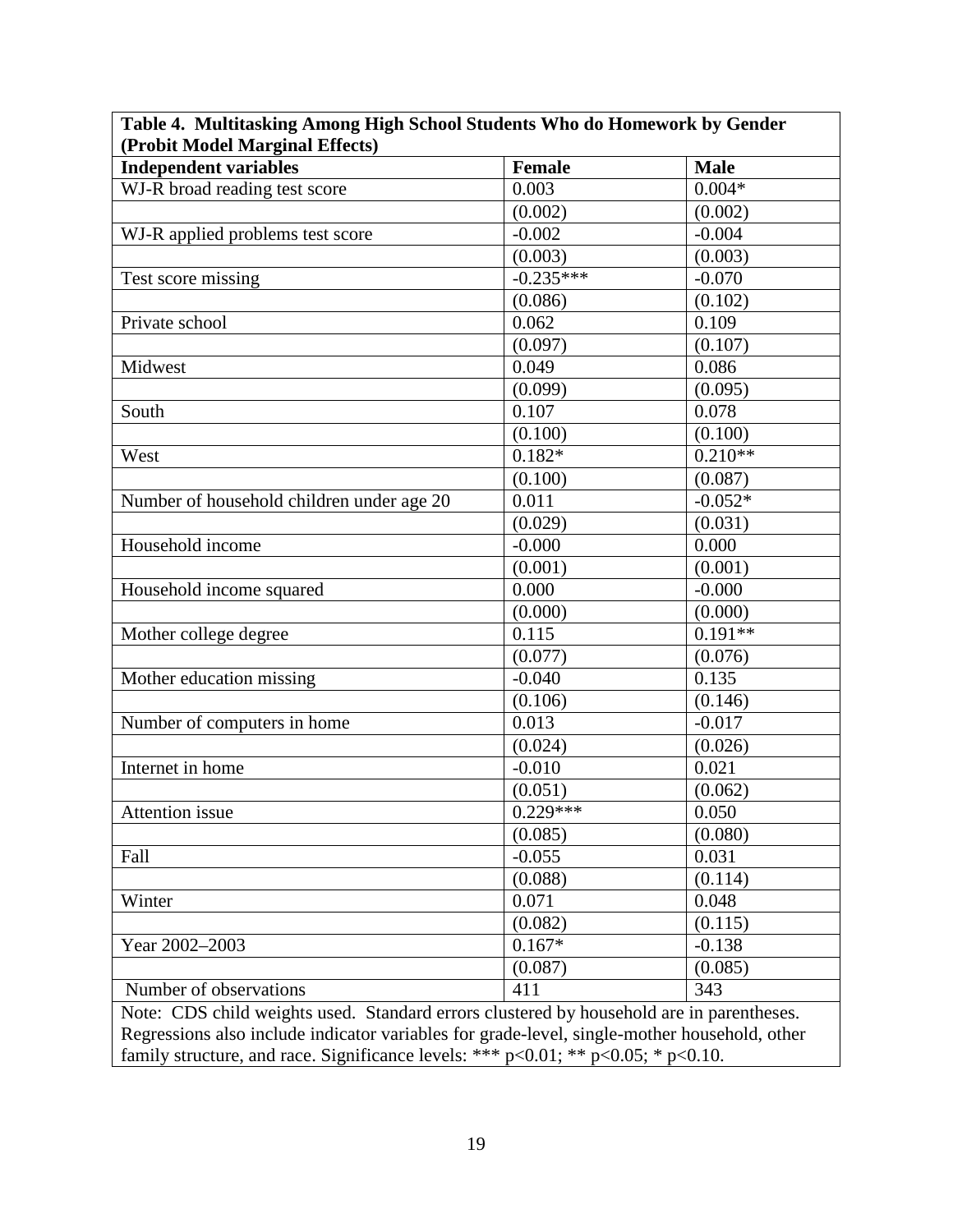**Table 4. Multitasking Among High School Students Who do Homework by Gender (Probit Model Marginal Effects)**

| Independent variables | Female | Male |
|---|---|---|
| WJ-R broad reading test score | 0.003 | 0.004* |
| | (0.002) | (0.002) |
| WJ-R applied problems test score | -0.002 | -0.004 |
| | (0.003) | (0.003) |
| Test score missing | -0.235*** | -0.070 |
| | (0.086) | (0.102) |
| Private school | 0.062 | 0.109 |
| | (0.097) | (0.107) |
| Midwest | 0.049 | 0.086 |
| | (0.099) | (0.095) |
| South | 0.107 | 0.078 |
| | (0.100) | (0.100) |
| West | 0.182* | 0.210** |
| | (0.100) | (0.087) |
| Number of household children under age 20 | 0.011 | -0.052* |
| | (0.029) | (0.031) |
| Household income | -0.000 | 0.000 |
| | (0.001) | (0.001) |
| Household income squared | 0.000 | -0.000 |
| | (0.000) | (0.000) |
| Mother college degree | 0.115 | 0.191** |
| | (0.077) | (0.076) |
| Mother education missing | -0.040 | 0.135 |
| | (0.106) | (0.146) |
| Number of computers in home | 0.013 | -0.017 |
| | (0.024) | (0.026) |
| Internet in home | -0.010 | 0.021 |
| | (0.051) | (0.062) |
| Attention issue | 0.229*** | 0.050 |
| | (0.085) | (0.080) |
| Fall | -0.055 | 0.031 |
| | (0.088) | (0.114) |
| Winter | 0.071 | 0.048 |
| | (0.082) | (0.115) |
| Year 2002–2003 | 0.167* | -0.138 |
| | (0.087) | (0.085) |
| Number of observations | 411 | 343 |

Note: CDS child weights used. Standard errors clustered by household are in parentheses. Regressions also include indicator variables for grade-level, single-mother household, other family structure, and race. Significance levels: *** p<0.01; ** p<0.05; * p<0.10.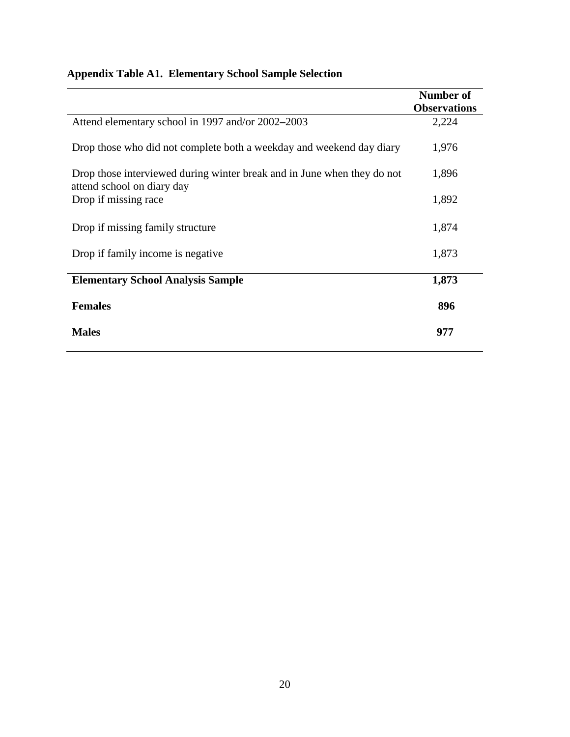**Appendix Table A1. Elementary School Sample Selection**

| | Number of Observations |
|---|---|
| Attend elementary school in 1997 and/or 2002–2003 | 2,224 |
| Drop those who did not complete both a weekday and weekend day diary | 1,976 |
| Drop those interviewed during winter break and in June when they do not attend school on diary day | 1,896 |
| Drop if missing race | 1,892 |
| Drop if missing family structure | 1,874 |
| Drop if family income is negative | 1,873 |
| **Elementary School Analysis Sample** | **1,873** |
| **Females** | **896** |
| **Males** | **977** |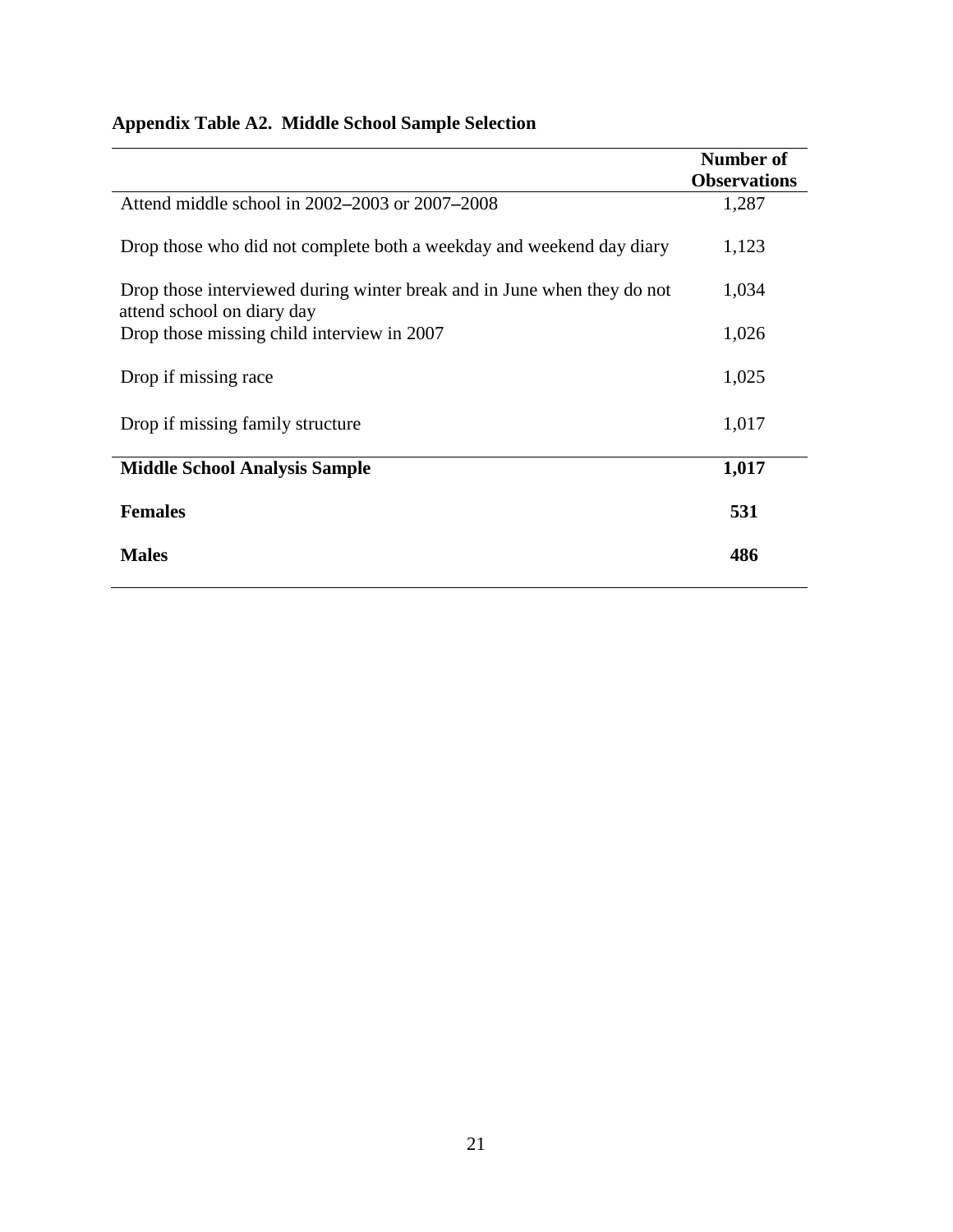**Appendix Table A2. Middle School Sample Selection**

| | Number of Observations |
|---|---|
| Attend middle school in 2002–2003 or 2007–2008 | 1,287 |
| Drop those who did not complete both a weekday and weekend day diary | 1,123 |
| Drop those interviewed during winter break and in June when they do not attend school on diary day | 1,034 |
| Drop those missing child interview in 2007 | 1,026 |
| Drop if missing race | 1,025 |
| Drop if missing family structure | 1,017 |
| **Middle School Analysis Sample** | **1,017** |
| **Females** | **531** |
| **Males** | **486** |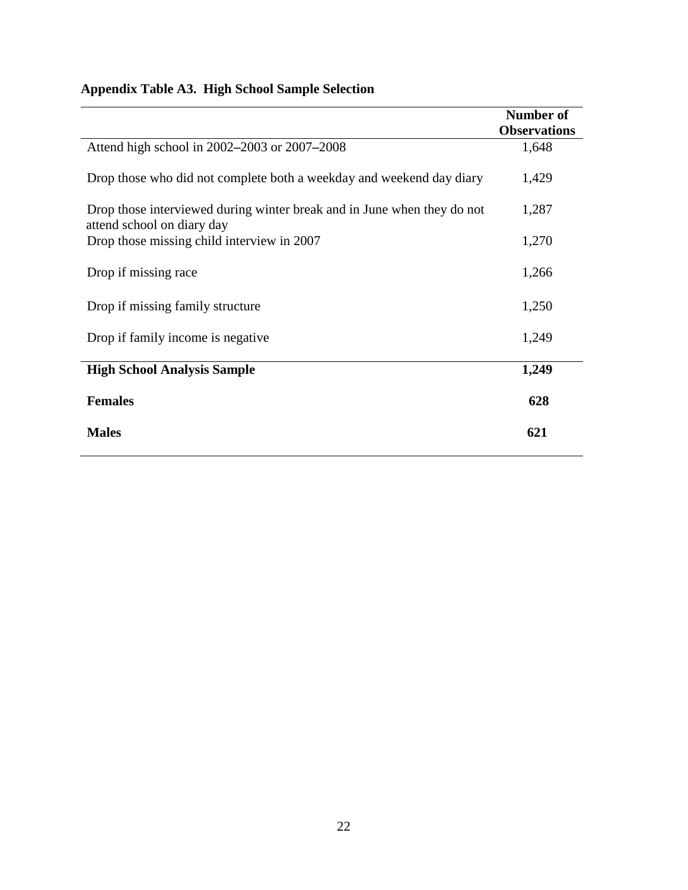**Appendix Table A3. High School Sample Selection**

| | Number of Observations |
|---|---|
| Attend high school in 2002–2003 or 2007–2008 | 1,648 |
| Drop those who did not complete both a weekday and weekend day diary | 1,429 |
| Drop those interviewed during winter break and in June when they do not attend school on diary day | 1,287 |
| Drop those missing child interview in 2007 | 1,270 |
| Drop if missing race | 1,266 |
| Drop if missing family structure | 1,250 |
| Drop if family income is negative | 1,249 |
| **High School Analysis Sample** | **1,249** |
| **Females** | **628** |
| **Males** | **621** |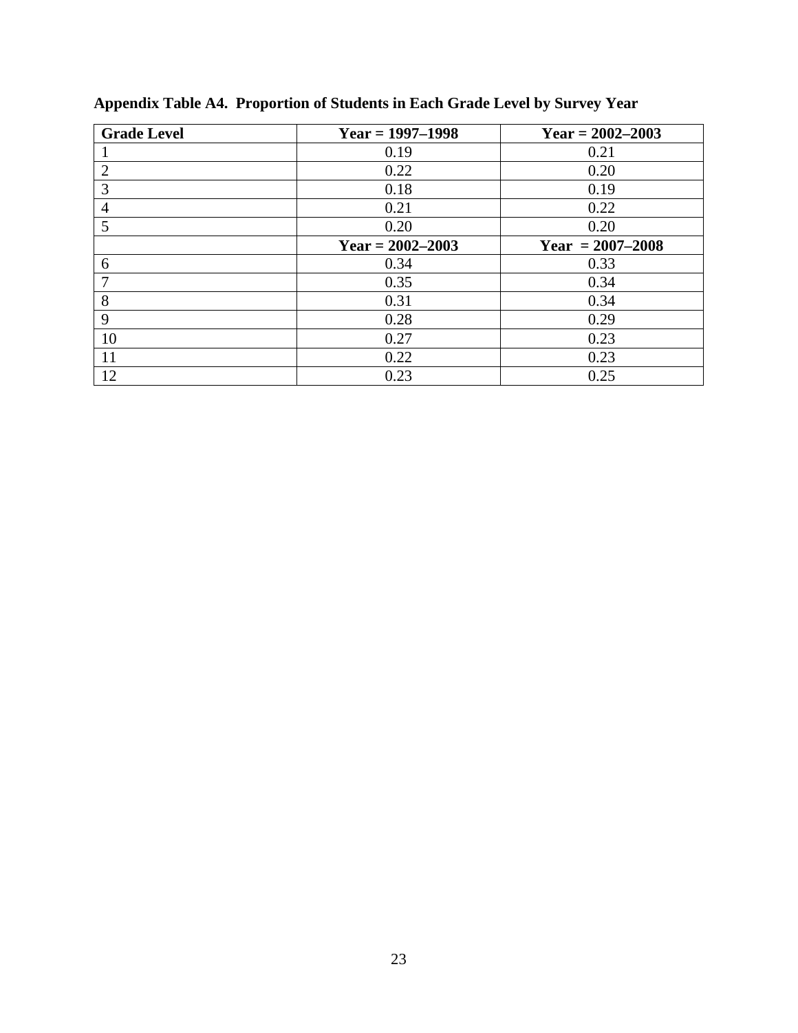**Appendix Table A4. Proportion of Students in Each Grade Level by Survey Year**

| Grade Level | Year = 1997–1998 | Year = 2002–2003 |
|---|---|---|
| 1 | 0.19 | 0.21 |
| 2 | 0.22 | 0.20 |
| 3 | 0.18 | 0.19 |
| 4 | 0.21 | 0.22 |
| 5 | 0.20 | 0.20 |
| | **Year = 2002–2003** | **Year = 2007–2008** |
| 6 | 0.34 | 0.33 |
| 7 | 0.35 | 0.34 |
| 8 | 0.31 | 0.34 |
| 9 | 0.28 | 0.29 |
| 10 | 0.27 | 0.23 |
| 11 | 0.22 | 0.23 |
| 12 | 0.23 | 0.25 |